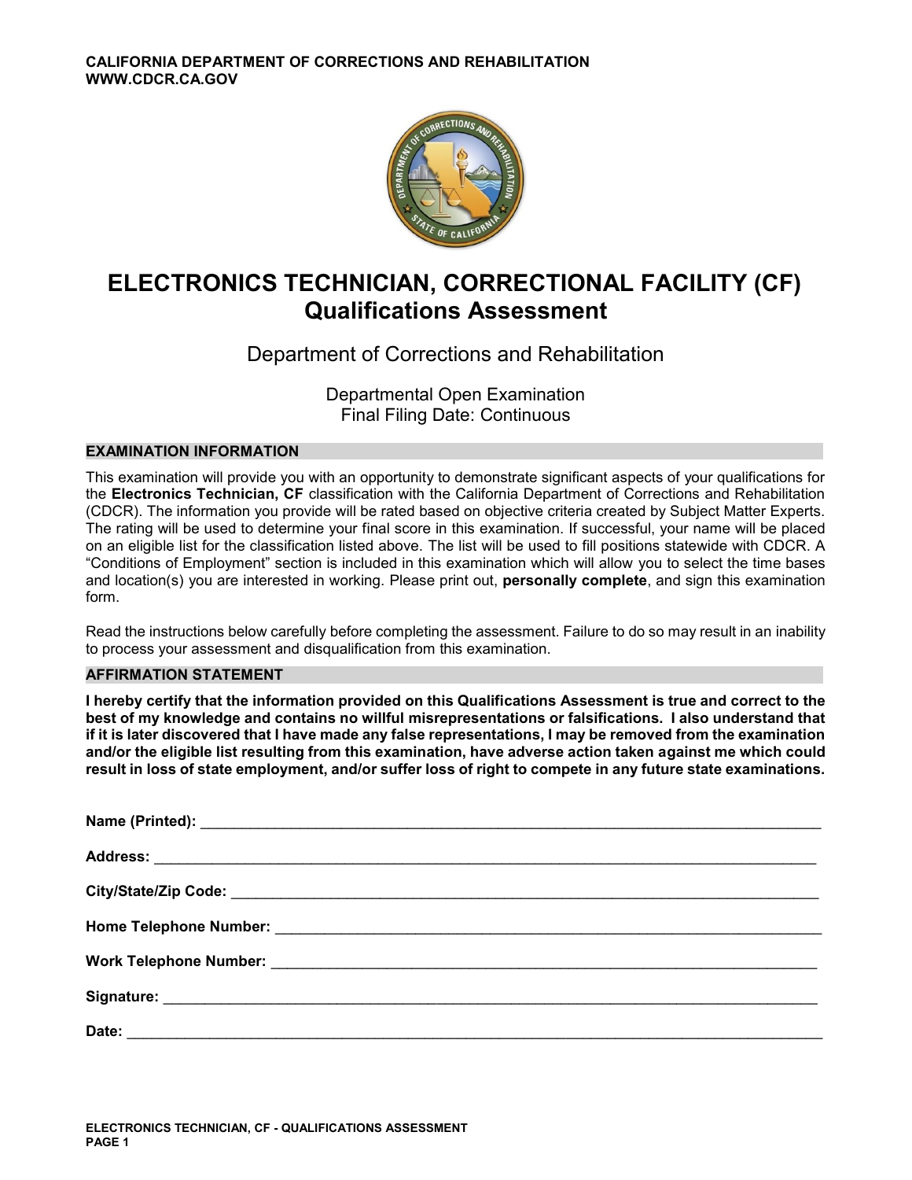CALIFORNIA DEPARTMENT OF CORRECTIONS AND REHABILITATION
WWW.CDCR.CA.GOV

# ELECTRONICS TECHNICIAN, CORRECTIONAL FACILITY (CF)
## Qualifications Assessment

Department of Corrections and Rehabilitation

Departmental Open Examination
Final Filing Date: Continuous

### EXAMINATION INFORMATION

This examination will provide you with an opportunity to demonstrate significant aspects of your qualifications for the **Electronics Technician, CF** classification with the California Department of Corrections and Rehabilitation (CDCR). The information you provide will be rated based on objective criteria created by Subject Matter Experts. The rating will be used to determine your final score in this examination. If successful, your name will be placed on an eligible list for the classification listed above. The list will be used to fill positions statewide with CDCR. A "Conditions of Employment" section is included in this examination which will allow you to select the time bases and location(s) you are interested in working. Please print out, **personally complete**, and sign this examination form.

Read the instructions below carefully before completing the assessment. Failure to do so may result in an inability to process your assessment and disqualification from this examination.

### AFFIRMATION STATEMENT

**I hereby certify that the information provided on this Qualifications Assessment is true and correct to the best of my knowledge and contains no willful misrepresentations or falsifications. I also understand that if it is later discovered that I have made any false representations, I may be removed from the examination and/or the eligible list resulting from this examination, have adverse action taken against me which could result in loss of state employment, and/or suffer loss of right to compete in any future state examinations.**

**Name (Printed):** ______________________________

**Address:** ______________________________

**City/State/Zip Code:** ______________________________

**Home Telephone Number:** ______________________________

**Work Telephone Number:** ______________________________

**Signature:** ______________________________

**Date:** ______________________________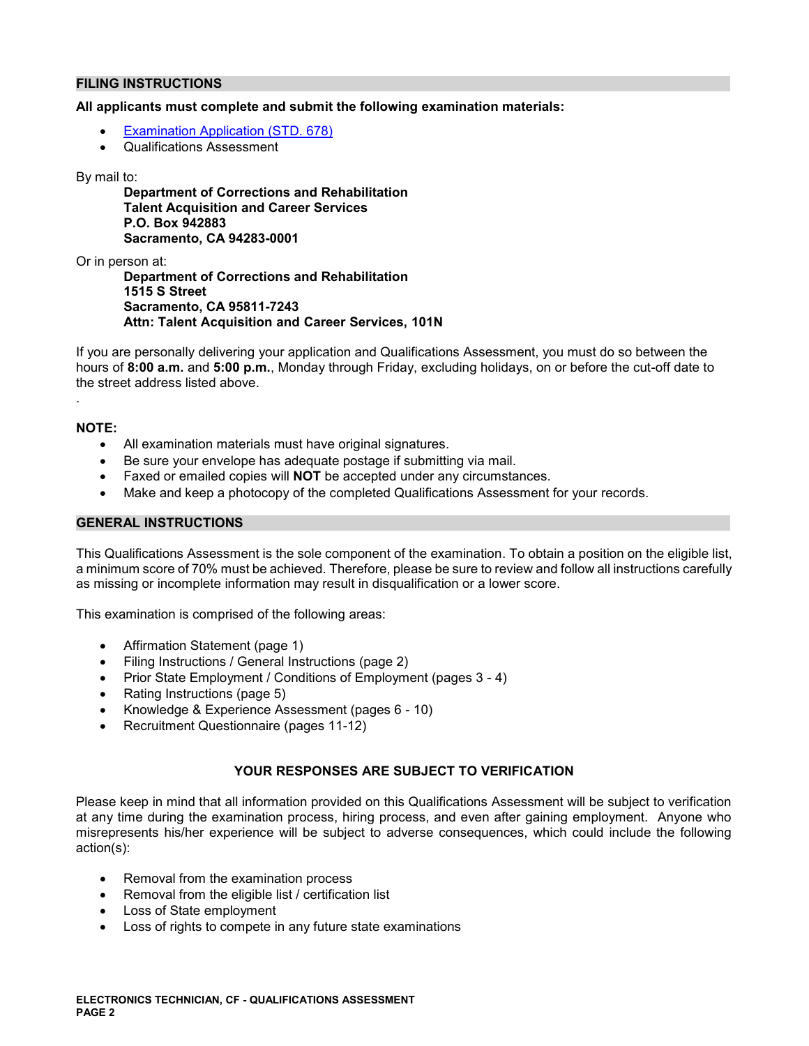## FILING INSTRUCTIONS

**All applicants must complete and submit the following examination materials:**

- [Examination Application (STD. 678)]
- Qualifications Assessment

By mail to:

> **Department of Corrections and Rehabilitation**
> **Talent Acquisition and Career Services**
> **P.O. Box 942883**
> **Sacramento, CA 94283-0001**

Or in person at:

> **Department of Corrections and Rehabilitation**
> **1515 S Street**
> **Sacramento, CA 95811-7243**
> **Attn: Talent Acquisition and Career Services, 101N**

If you are personally delivering your application and Qualifications Assessment, you must do so between the hours of **8:00 a.m.** and **5:00 p.m.**, Monday through Friday, excluding holidays, on or before the cut-off date to the street address listed above.

.

**NOTE:**

- All examination materials must have original signatures.
- Be sure your envelope has adequate postage if submitting via mail.
- Faxed or emailed copies will **NOT** be accepted under any circumstances.
- Make and keep a photocopy of the completed Qualifications Assessment for your records.

## GENERAL INSTRUCTIONS

This Qualifications Assessment is the sole component of the examination. To obtain a position on the eligible list, a minimum score of 70% must be achieved. Therefore, please be sure to review and follow all instructions carefully as missing or incomplete information may result in disqualification or a lower score.

This examination is comprised of the following areas:

- Affirmation Statement (page 1)
- Filing Instructions / General Instructions (page 2)
- Prior State Employment / Conditions of Employment (pages 3 - 4)
- Rating Instructions (page 5)
- Knowledge & Experience Assessment (pages 6 - 10)
- Recruitment Questionnaire (pages 11-12)

**YOUR RESPONSES ARE SUBJECT TO VERIFICATION**

Please keep in mind that all information provided on this Qualifications Assessment will be subject to verification at any time during the examination process, hiring process, and even after gaining employment. Anyone who misrepresents his/her experience will be subject to adverse consequences, which could include the following action(s):

- Removal from the examination process
- Removal from the eligible list / certification list
- Loss of State employment
- Loss of rights to compete in any future state examinations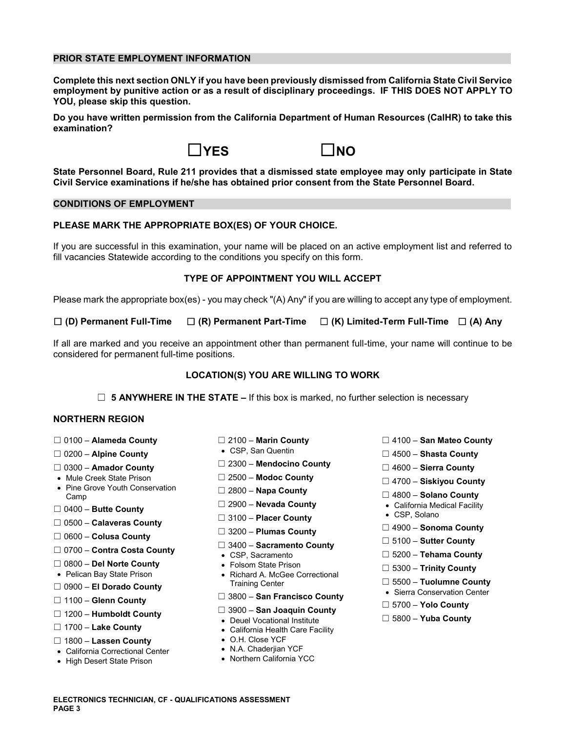## PRIOR STATE EMPLOYMENT INFORMATION

**Complete this next section ONLY if you have been previously dismissed from California State Civil Service employment by punitive action or as a result of disciplinary proceedings. IF THIS DOES NOT APPLY TO YOU, please skip this question.**

**Do you have written permission from the California Department of Human Resources (CalHR) to take this examination?**

☐**YES** ☐**NO**

**State Personnel Board, Rule 211 provides that a dismissed state employee may only participate in State Civil Service examinations if he/she has obtained prior consent from the State Personnel Board.**

## CONDITIONS OF EMPLOYMENT

### PLEASE MARK THE APPROPRIATE BOX(ES) OF YOUR CHOICE.

If you are successful in this examination, your name will be placed on an active employment list and referred to fill vacancies Statewide according to the conditions you specify on this form.

### TYPE OF APPOINTMENT YOU WILL ACCEPT

Please mark the appropriate box(es) - you may check "(A) Any" if you are willing to accept any type of employment.

☐ **(D) Permanent Full-Time** ☐ **(R) Permanent Part-Time** ☐ **(K) Limited-Term Full-Time** ☐ **(A) Any**

If all are marked and you receive an appointment other than permanent full-time, your name will continue to be considered for permanent full-time positions.

### LOCATION(S) YOU ARE WILLING TO WORK

☐ **5 ANYWHERE IN THE STATE –** If this box is marked, no further selection is necessary

### NORTHERN REGION

- ☐ 0100 – **Alameda County**
- ☐ 0200 – **Alpine County**
- ☐ 0300 – **Amador County**
  - Mule Creek State Prison
  - Pine Grove Youth Conservation Camp
- ☐ 0400 – **Butte County**
- ☐ 0500 – **Calaveras County**
- ☐ 0600 – **Colusa County**
- ☐ 0700 – **Contra Costa County**
- ☐ 0800 – **Del Norte County**
  - Pelican Bay State Prison
- ☐ 0900 – **El Dorado County**
- ☐ 1100 – **Glenn County**
- ☐ 1200 – **Humboldt County**
- ☐ 1700 – **Lake County**
- ☐ 1800 – **Lassen County**
  - California Correctional Center
  - High Desert State Prison
- ☐ 2100 – **Marin County**
  - CSP, San Quentin
- ☐ 2300 – **Mendocino County**
- ☐ 2500 – **Modoc County**
- ☐ 2800 – **Napa County**
- ☐ 2900 – **Nevada County**
- ☐ 3100 – **Placer County**
- ☐ 3200 – **Plumas County**
- ☐ 3400 – **Sacramento County**
  - CSP, Sacramento
  - Folsom State Prison
  - Richard A. McGee Correctional Training Center
- ☐ 3800 – **San Francisco County**
- ☐ 3900 – **San Joaquin County**
  - Deuel Vocational Institute
  - California Health Care Facility
  - O.H. Close YCF
  - N.A. Chaderjian YCF
  - Northern California YCC
- ☐ 4100 – **San Mateo County**
- ☐ 4500 – **Shasta County**
- ☐ 4600 – **Sierra County**
- ☐ 4700 – **Siskiyou County**
- ☐ 4800 – **Solano County**
  - California Medical Facility
  - CSP, Solano
- ☐ 4900 – **Sonoma County**
- ☐ 5100 – **Sutter County**
- ☐ 5200 – **Tehama County**
- ☐ 5300 – **Trinity County**
- ☐ 5500 – **Tuolumne County**
  - Sierra Conservation Center
- ☐ 5700 – **Yolo County**
- ☐ 5800 – **Yuba County**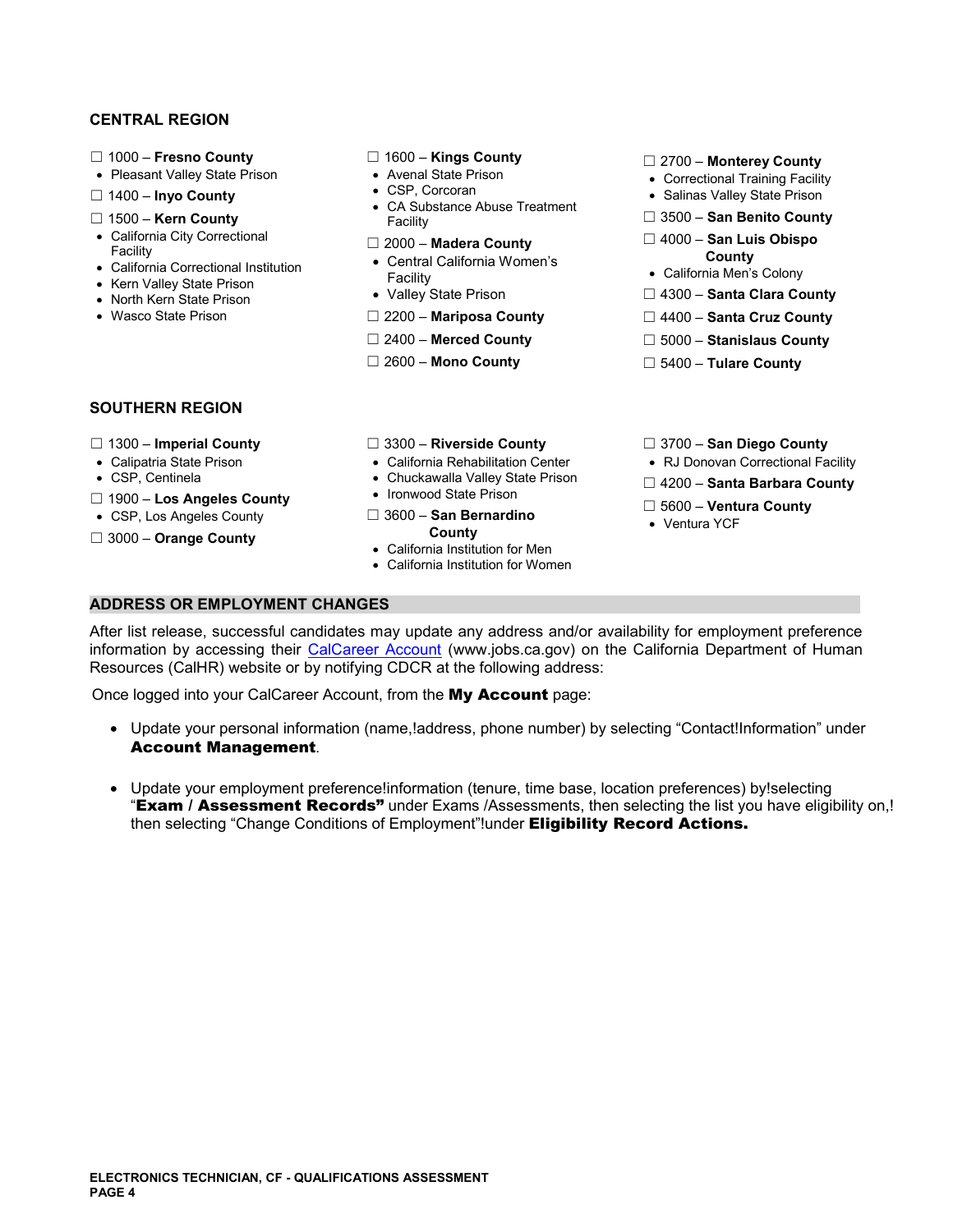## CENTRAL REGION

☐ 1000 – **Fresno County**
- Pleasant Valley State Prison

☐ 1400 – **Inyo County**

☐ 1500 – **Kern County**
- California City Correctional Facility
- California Correctional Institution
- Kern Valley State Prison
- North Kern State Prison
- Wasco State Prison

☐ 1600 – **Kings County**
- Avenal State Prison
- CSP, Corcoran
- CA Substance Abuse Treatment Facility

☐ 2000 – **Madera County**
- Central California Women's Facility
- Valley State Prison

☐ 2200 – **Mariposa County**

☐ 2400 – **Merced County**

☐ 2600 – **Mono County**

☐ 2700 – **Monterey County**
- Correctional Training Facility
- Salinas Valley State Prison

☐ 3500 – **San Benito County**

☐ 4000 – **San Luis Obispo County**
- California Men's Colony

☐ 4300 – **Santa Clara County**

☐ 4400 – **Santa Cruz County**

☐ 5000 – **Stanislaus County**

☐ 5400 – **Tulare County**

## SOUTHERN REGION

☐ 1300 – **Imperial County**
- Calipatria State Prison
- CSP, Centinela

☐ 1900 – **Los Angeles County**
- CSP, Los Angeles County

☐ 3000 – **Orange County**

☐ 3300 – **Riverside County**
- California Rehabilitation Center
- Chuckawalla Valley State Prison
- Ironwood State Prison

☐ 3600 – **San Bernardino County**
- California Institution for Men
- California Institution for Women

☐ 3700 – **San Diego County**
- RJ Donovan Correctional Facility

☐ 4200 – **Santa Barbara County**

☐ 5600 – **Ventura County**
- Ventura YCF

## ADDRESS OR EMPLOYMENT CHANGES

After list release, successful candidates may update any address and/or availability for employment preference information by accessing their CalCareer Account (www.jobs.ca.gov) on the California Department of Human Resources (CalHR) website or by notifying CDCR at the following address:

Once logged into your CalCareer Account, from the **My Account** page:

- Update your personal information (name,!address, phone number) by selecting "Contact!Information" under **Account Management**.
- Update your employment preference!information (tenure, time base, location preferences) by!selecting "**Exam / Assessment Records"** under Exams /Assessments, then selecting the list you have eligibility on,! then selecting "Change Conditions of Employment"!under **Eligibility Record Actions.**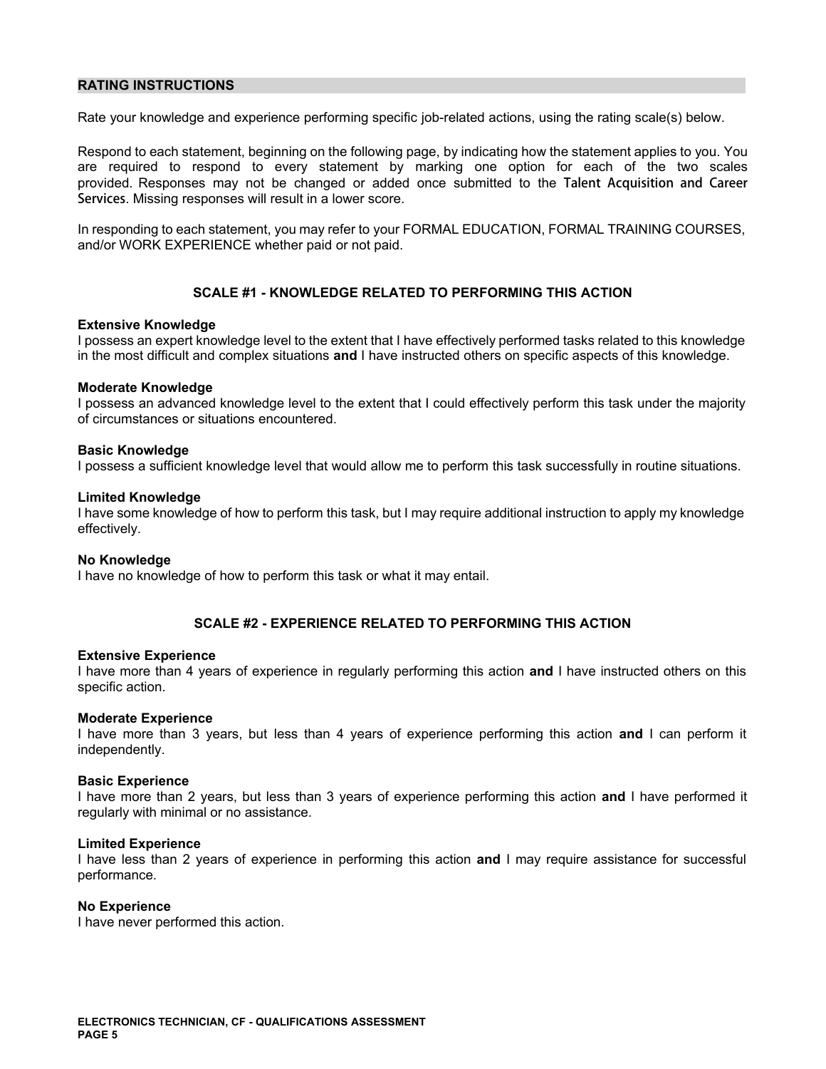## RATING INSTRUCTIONS

Rate your knowledge and experience performing specific job-related actions, using the rating scale(s) below.

Respond to each statement, beginning on the following page, by indicating how the statement applies to you. You are required to respond to every statement by marking one option for each of the two scales provided. Responses may not be changed or added once submitted to the Talent Acquisition and Career Services. Missing responses will result in a lower score.

In responding to each statement, you may refer to your FORMAL EDUCATION, FORMAL TRAINING COURSES, and/or WORK EXPERIENCE whether paid or not paid.

### SCALE #1 - KNOWLEDGE RELATED TO PERFORMING THIS ACTION

**Extensive Knowledge**
I possess an expert knowledge level to the extent that I have effectively performed tasks related to this knowledge in the most difficult and complex situations **and** I have instructed others on specific aspects of this knowledge.

**Moderate Knowledge**
I possess an advanced knowledge level to the extent that I could effectively perform this task under the majority of circumstances or situations encountered.

**Basic Knowledge**
I possess a sufficient knowledge level that would allow me to perform this task successfully in routine situations.

**Limited Knowledge**
I have some knowledge of how to perform this task, but I may require additional instruction to apply my knowledge effectively.

**No Knowledge**
I have no knowledge of how to perform this task or what it may entail.

### SCALE #2 - EXPERIENCE RELATED TO PERFORMING THIS ACTION

**Extensive Experience**
I have more than 4 years of experience in regularly performing this action **and** I have instructed others on this specific action.

**Moderate Experience**
I have more than 3 years, but less than 4 years of experience performing this action **and** I can perform it independently.

**Basic Experience**
I have more than 2 years, but less than 3 years of experience performing this action **and** I have performed it regularly with minimal or no assistance.

**Limited Experience**
I have less than 2 years of experience in performing this action **and** I may require assistance for successful performance.

**No Experience**
I have never performed this action.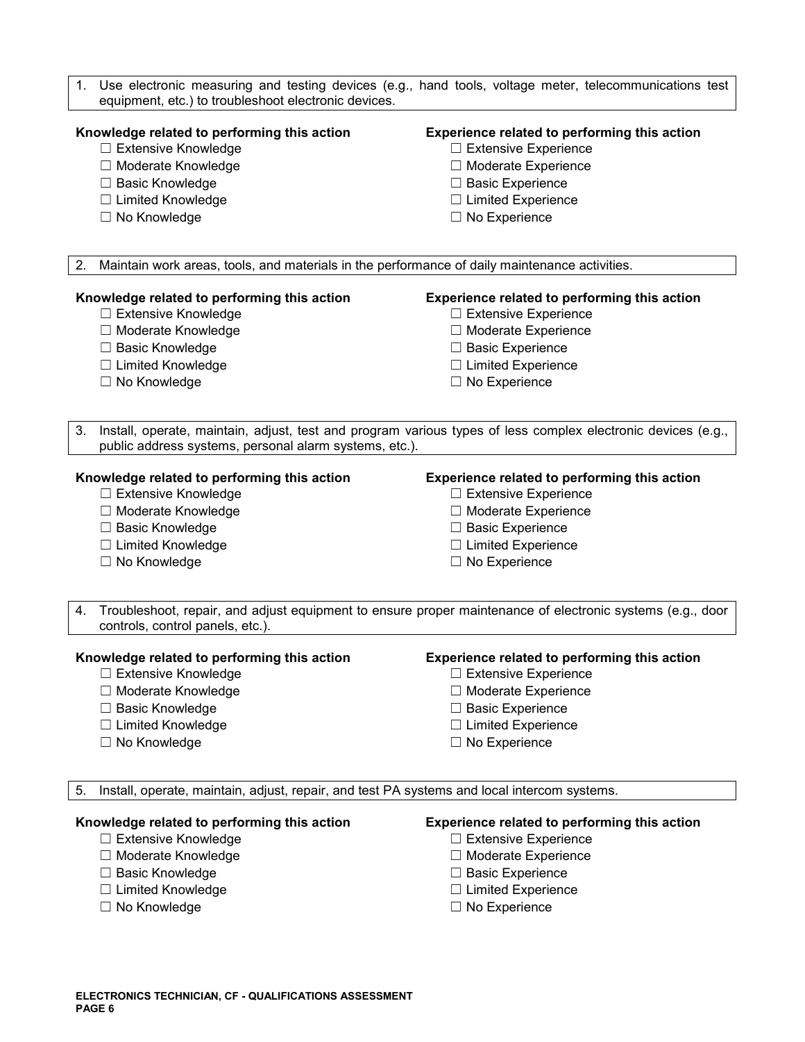1. Use electronic measuring and testing devices (e.g., hand tools, voltage meter, telecommunications test equipment, etc.) to troubleshoot electronic devices.

**Knowledge related to performing this action**
- ☐ Extensive Knowledge
- ☐ Moderate Knowledge
- ☐ Basic Knowledge
- ☐ Limited Knowledge
- ☐ No Knowledge

**Experience related to performing this action**
- ☐ Extensive Experience
- ☐ Moderate Experience
- ☐ Basic Experience
- ☐ Limited Experience
- ☐ No Experience

2. Maintain work areas, tools, and materials in the performance of daily maintenance activities.

**Knowledge related to performing this action**
- ☐ Extensive Knowledge
- ☐ Moderate Knowledge
- ☐ Basic Knowledge
- ☐ Limited Knowledge
- ☐ No Knowledge

**Experience related to performing this action**
- ☐ Extensive Experience
- ☐ Moderate Experience
- ☐ Basic Experience
- ☐ Limited Experience
- ☐ No Experience

3. Install, operate, maintain, adjust, test and program various types of less complex electronic devices (e.g., public address systems, personal alarm systems, etc.).

**Knowledge related to performing this action**
- ☐ Extensive Knowledge
- ☐ Moderate Knowledge
- ☐ Basic Knowledge
- ☐ Limited Knowledge
- ☐ No Knowledge

**Experience related to performing this action**
- ☐ Extensive Experience
- ☐ Moderate Experience
- ☐ Basic Experience
- ☐ Limited Experience
- ☐ No Experience

4. Troubleshoot, repair, and adjust equipment to ensure proper maintenance of electronic systems (e.g., door controls, control panels, etc.).

**Knowledge related to performing this action**
- ☐ Extensive Knowledge
- ☐ Moderate Knowledge
- ☐ Basic Knowledge
- ☐ Limited Knowledge
- ☐ No Knowledge

**Experience related to performing this action**
- ☐ Extensive Experience
- ☐ Moderate Experience
- ☐ Basic Experience
- ☐ Limited Experience
- ☐ No Experience

5. Install, operate, maintain, adjust, repair, and test PA systems and local intercom systems.

**Knowledge related to performing this action**
- ☐ Extensive Knowledge
- ☐ Moderate Knowledge
- ☐ Basic Knowledge
- ☐ Limited Knowledge
- ☐ No Knowledge

**Experience related to performing this action**
- ☐ Extensive Experience
- ☐ Moderate Experience
- ☐ Basic Experience
- ☐ Limited Experience
- ☐ No Experience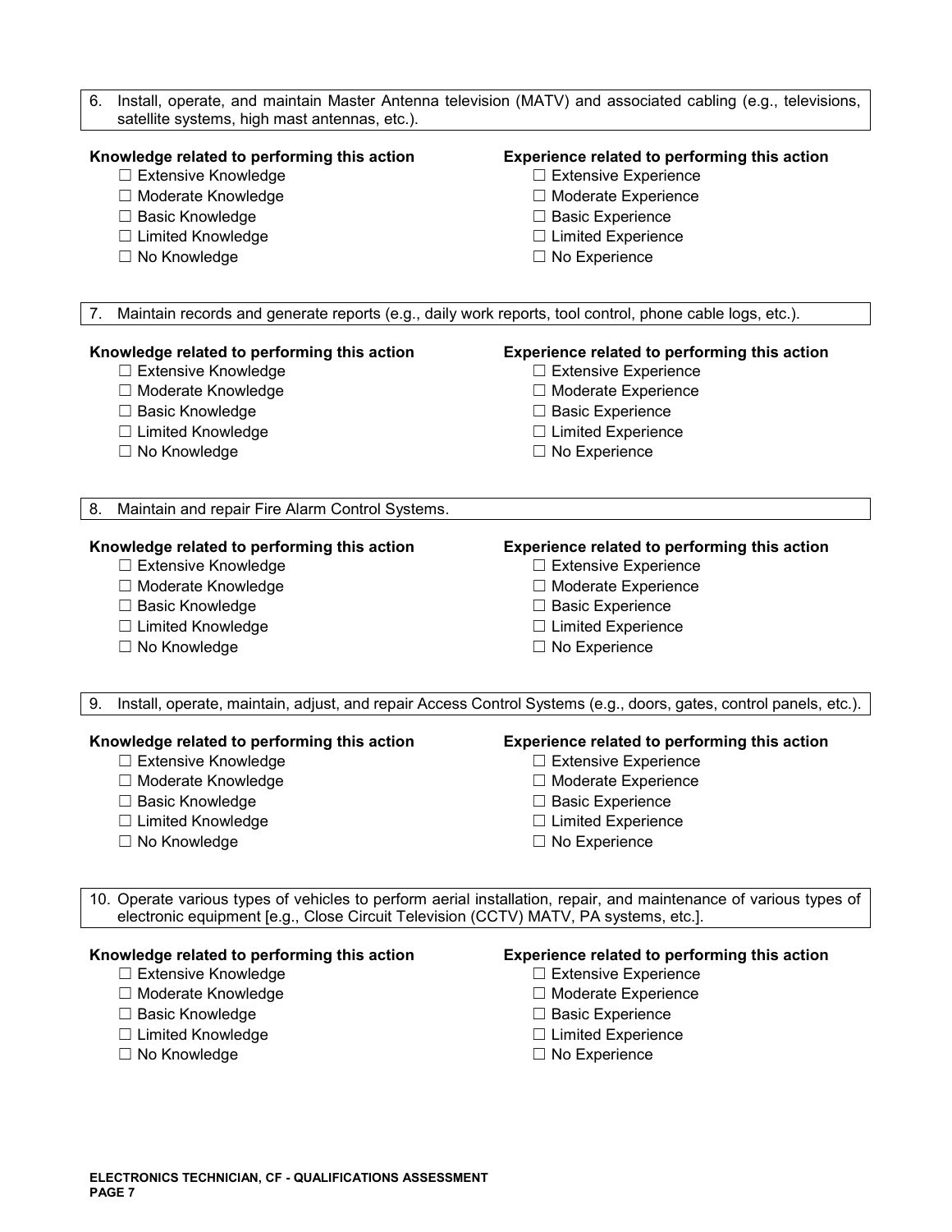6. Install, operate, and maintain Master Antenna television (MATV) and associated cabling (e.g., televisions, satellite systems, high mast antennas, etc.).

| **Knowledge related to performing this action** | **Experience related to performing this action** |
| --- | --- |
| ☐ Extensive Knowledge | ☐ Extensive Experience |
| ☐ Moderate Knowledge | ☐ Moderate Experience |
| ☐ Basic Knowledge | ☐ Basic Experience |
| ☐ Limited Knowledge | ☐ Limited Experience |
| ☐ No Knowledge | ☐ No Experience |

7. Maintain records and generate reports (e.g., daily work reports, tool control, phone cable logs, etc.).

| **Knowledge related to performing this action** | **Experience related to performing this action** |
| --- | --- |
| ☐ Extensive Knowledge | ☐ Extensive Experience |
| ☐ Moderate Knowledge | ☐ Moderate Experience |
| ☐ Basic Knowledge | ☐ Basic Experience |
| ☐ Limited Knowledge | ☐ Limited Experience |
| ☐ No Knowledge | ☐ No Experience |

8. Maintain and repair Fire Alarm Control Systems.

| **Knowledge related to performing this action** | **Experience related to performing this action** |
| --- | --- |
| ☐ Extensive Knowledge | ☐ Extensive Experience |
| ☐ Moderate Knowledge | ☐ Moderate Experience |
| ☐ Basic Knowledge | ☐ Basic Experience |
| ☐ Limited Knowledge | ☐ Limited Experience |
| ☐ No Knowledge | ☐ No Experience |

9. Install, operate, maintain, adjust, and repair Access Control Systems (e.g., doors, gates, control panels, etc.).

| **Knowledge related to performing this action** | **Experience related to performing this action** |
| --- | --- |
| ☐ Extensive Knowledge | ☐ Extensive Experience |
| ☐ Moderate Knowledge | ☐ Moderate Experience |
| ☐ Basic Knowledge | ☐ Basic Experience |
| ☐ Limited Knowledge | ☐ Limited Experience |
| ☐ No Knowledge | ☐ No Experience |

10. Operate various types of vehicles to perform aerial installation, repair, and maintenance of various types of electronic equipment [e.g., Close Circuit Television (CCTV) MATV, PA systems, etc.].

| **Knowledge related to performing this action** | **Experience related to performing this action** |
| --- | --- |
| ☐ Extensive Knowledge | ☐ Extensive Experience |
| ☐ Moderate Knowledge | ☐ Moderate Experience |
| ☐ Basic Knowledge | ☐ Basic Experience |
| ☐ Limited Knowledge | ☐ Limited Experience |
| ☐ No Knowledge | ☐ No Experience |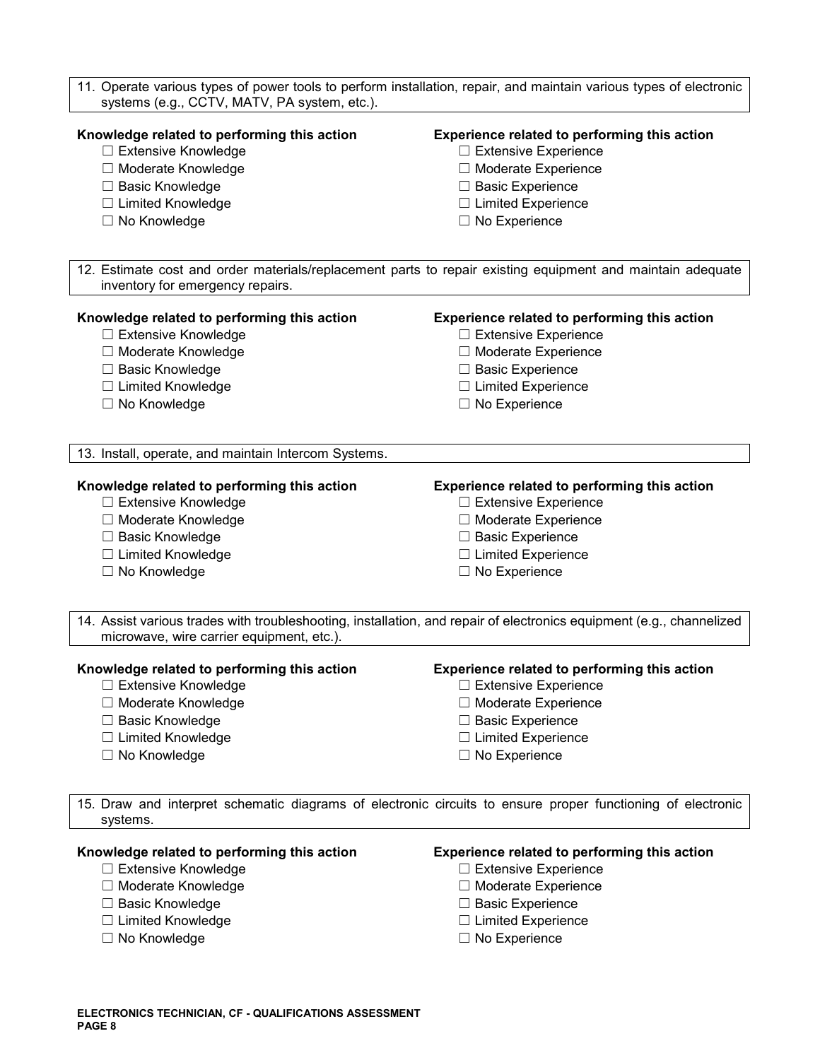11. Operate various types of power tools to perform installation, repair, and maintain various types of electronic systems (e.g., CCTV, MATV, PA system, etc.).

**Knowledge related to performing this action**
- ☐ Extensive Knowledge
- ☐ Moderate Knowledge
- ☐ Basic Knowledge
- ☐ Limited Knowledge
- ☐ No Knowledge

**Experience related to performing this action**
- ☐ Extensive Experience
- ☐ Moderate Experience
- ☐ Basic Experience
- ☐ Limited Experience
- ☐ No Experience

12. Estimate cost and order materials/replacement parts to repair existing equipment and maintain adequate inventory for emergency repairs.

**Knowledge related to performing this action**
- ☐ Extensive Knowledge
- ☐ Moderate Knowledge
- ☐ Basic Knowledge
- ☐ Limited Knowledge
- ☐ No Knowledge

**Experience related to performing this action**
- ☐ Extensive Experience
- ☐ Moderate Experience
- ☐ Basic Experience
- ☐ Limited Experience
- ☐ No Experience

13. Install, operate, and maintain Intercom Systems.

**Knowledge related to performing this action**
- ☐ Extensive Knowledge
- ☐ Moderate Knowledge
- ☐ Basic Knowledge
- ☐ Limited Knowledge
- ☐ No Knowledge

**Experience related to performing this action**
- ☐ Extensive Experience
- ☐ Moderate Experience
- ☐ Basic Experience
- ☐ Limited Experience
- ☐ No Experience

14. Assist various trades with troubleshooting, installation, and repair of electronics equipment (e.g., channelized microwave, wire carrier equipment, etc.).

**Knowledge related to performing this action**
- ☐ Extensive Knowledge
- ☐ Moderate Knowledge
- ☐ Basic Knowledge
- ☐ Limited Knowledge
- ☐ No Knowledge

**Experience related to performing this action**
- ☐ Extensive Experience
- ☐ Moderate Experience
- ☐ Basic Experience
- ☐ Limited Experience
- ☐ No Experience

15. Draw and interpret schematic diagrams of electronic circuits to ensure proper functioning of electronic systems.

**Knowledge related to performing this action**
- ☐ Extensive Knowledge
- ☐ Moderate Knowledge
- ☐ Basic Knowledge
- ☐ Limited Knowledge
- ☐ No Knowledge

**Experience related to performing this action**
- ☐ Extensive Experience
- ☐ Moderate Experience
- ☐ Basic Experience
- ☐ Limited Experience
- ☐ No Experience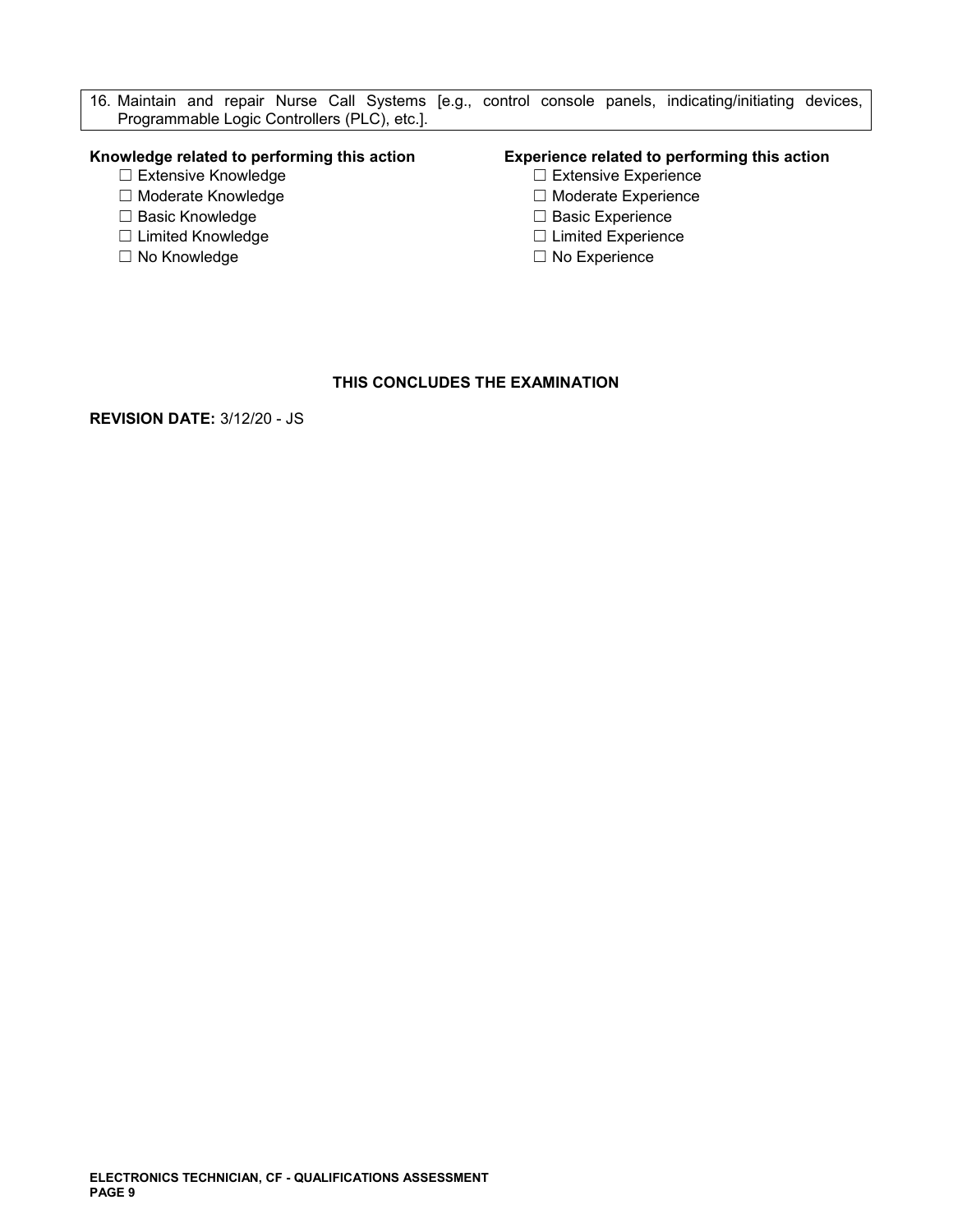16. Maintain and repair Nurse Call Systems [e.g., control console panels, indicating/initiating devices, Programmable Logic Controllers (PLC), etc.].

**Knowledge related to performing this action**

- ☐ Extensive Knowledge
- ☐ Moderate Knowledge
- ☐ Basic Knowledge
- ☐ Limited Knowledge
- ☐ No Knowledge

**Experience related to performing this action**

- ☐ Extensive Experience
- ☐ Moderate Experience
- ☐ Basic Experience
- ☐ Limited Experience
- ☐ No Experience

**THIS CONCLUDES THE EXAMINATION**

**REVISION DATE:** 3/12/20 - JS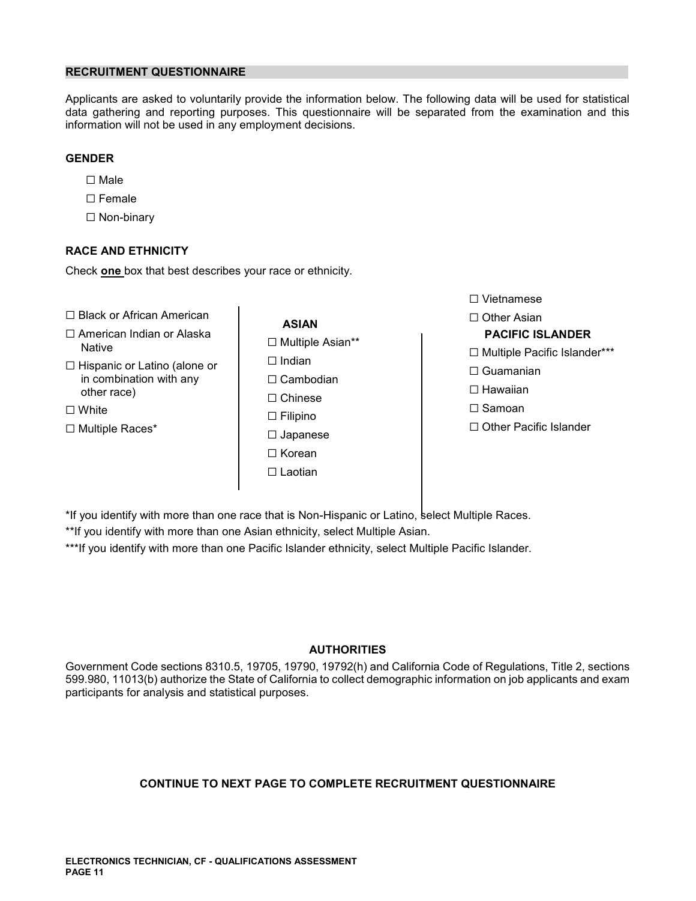## RECRUITMENT QUESTIONNAIRE

Applicants are asked to voluntarily provide the information below. The following data will be used for statistical data gathering and reporting purposes. This questionnaire will be separated from the examination and this information will not be used in any employment decisions.

### GENDER

- ☐ Male
- ☐ Female
- ☐ Non-binary

### RACE AND ETHNICITY

Check **one** box that best describes your race or ethnicity.

- ☐ Black or African American
- ☐ American Indian or Alaska Native
- ☐ Hispanic or Latino (alone or in combination with any other race)
- ☐ White
- ☐ Multiple Races*

**ASIAN**

- ☐ Multiple Asian**
- ☐ Indian
- ☐ Cambodian
- ☐ Chinese
- ☐ Filipino
- ☐ Japanese
- ☐ Korean
- ☐ Laotian
- ☐ Vietnamese
- ☐ Other Asian

**PACIFIC ISLANDER**

- ☐ Multiple Pacific Islander***
- ☐ Guamanian
- ☐ Hawaiian
- ☐ Samoan
- ☐ Other Pacific Islander

*If you identify with more than one race that is Non-Hispanic or Latino, select Multiple Races.

**If you identify with more than one Asian ethnicity, select Multiple Asian.

***If you identify with more than one Pacific Islander ethnicity, select Multiple Pacific Islander.

### AUTHORITIES

Government Code sections 8310.5, 19705, 19790, 19792(h) and California Code of Regulations, Title 2, sections 599.980, 11013(b) authorize the State of California to collect demographic information on job applicants and exam participants for analysis and statistical purposes.

**CONTINUE TO NEXT PAGE TO COMPLETE RECRUITMENT QUESTIONNAIRE**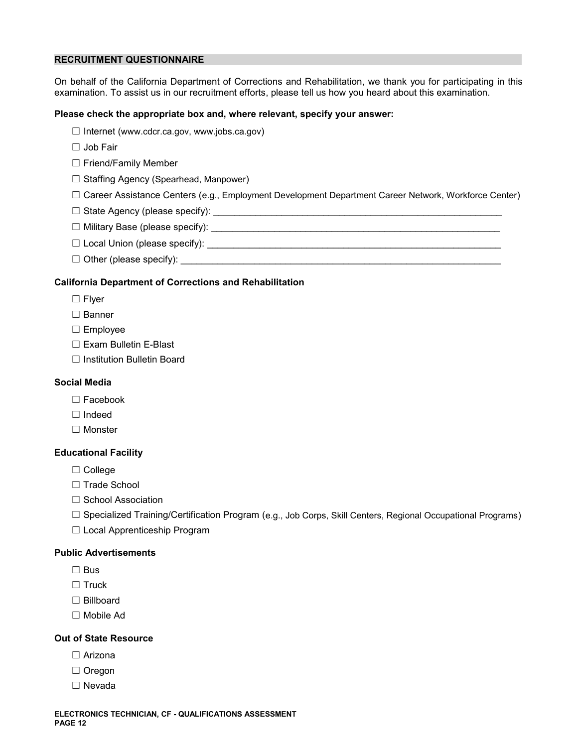## RECRUITMENT QUESTIONNAIRE

On behalf of the California Department of Corrections and Rehabilitation, we thank you for participating in this examination. To assist us in our recruitment efforts, please tell us how you heard about this examination.

**Please check the appropriate box and, where relevant, specify your answer:**

- ☐ Internet (www.cdcr.ca.gov, www.jobs.ca.gov)
- ☐ Job Fair
- ☐ Friend/Family Member
- ☐ Staffing Agency (Spearhead, Manpower)
- ☐ Career Assistance Centers (e.g., Employment Development Department Career Network, Workforce Center)
- ☐ State Agency (please specify): ____________________________________________________________
- ☐ Military Base (please specify): ____________________________________________________________
- ☐ Local Union (please specify): ____________________________________________________________
- ☐ Other (please specify): ____________________________________________________________

**California Department of Corrections and Rehabilitation**

- ☐ Flyer
- ☐ Banner
- ☐ Employee
- ☐ Exam Bulletin E-Blast
- ☐ Institution Bulletin Board

**Social Media**

- ☐ Facebook
- ☐ Indeed
- ☐ Monster

**Educational Facility**

- ☐ College
- ☐ Trade School
- ☐ School Association
- ☐ Specialized Training/Certification Program (e.g., Job Corps, Skill Centers, Regional Occupational Programs)
- ☐ Local Apprenticeship Program

**Public Advertisements**

- ☐ Bus
- ☐ Truck
- ☐ Billboard
- ☐ Mobile Ad

**Out of State Resource**

- ☐ Arizona
- ☐ Oregon
- ☐ Nevada